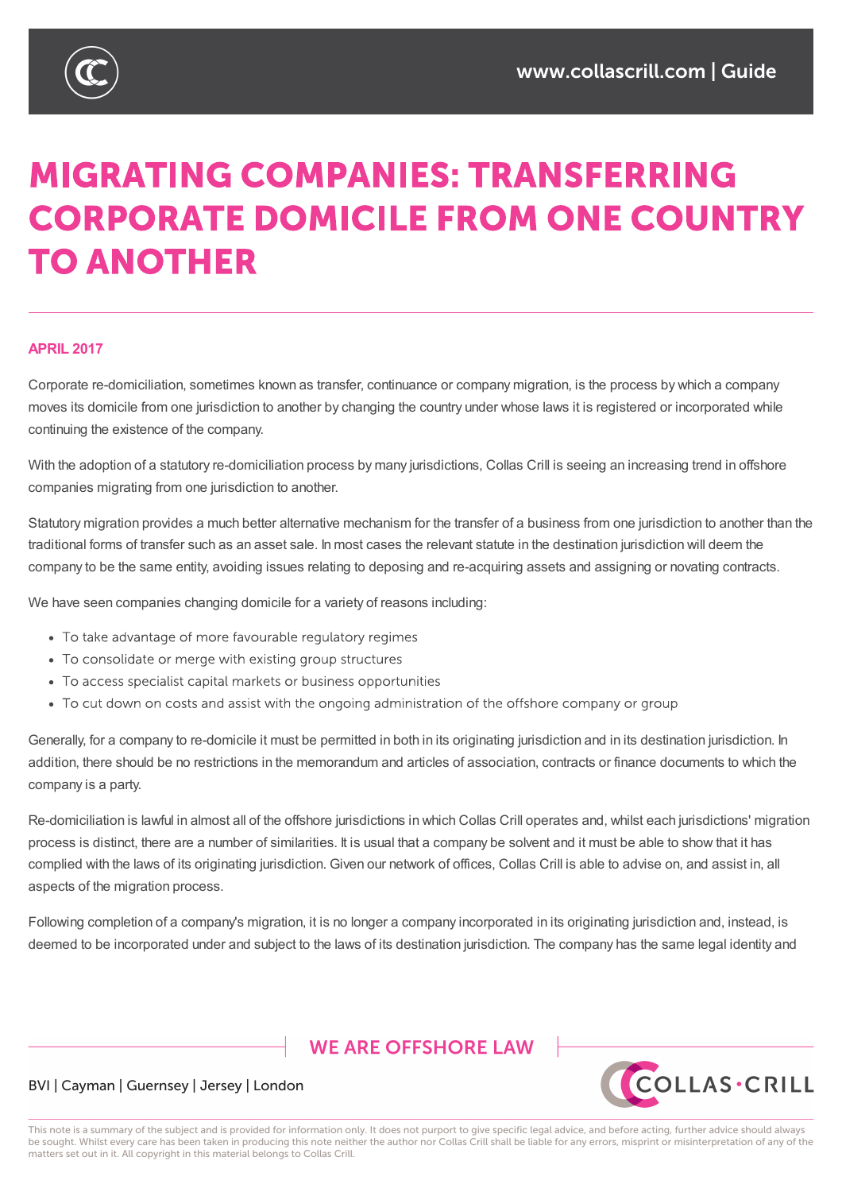# MIGRATING COMPANIES: TRANSFERRING CORPORATE DOMICILE FROM ONE COUNTRY TO ANOTHER

**APRIL 2017**

Corporate re-domiciliation, sometimes known as transfer, continuance or company migration, is the process by which a company moves its domicile from one jurisdiction to another by changing the country under whose laws it is registered or incorporated while continuing the existence of the company.

With the adoption of a statutory re-domiciliation process by many jurisdictions, Collas Crill is seeing an increasing trend in offshore companies migrating from one jurisdiction to another.

Statutory migration provides a much better alternative mechanism for the transfer of a business from one jurisdiction to another than the traditional forms of transfer such as an asset sale. In most cases the relevant statute in the destination jurisdiction will deem the company to be the same entity, avoiding issues relating to deposing and re-acquiring assets and assigning or novating contracts.

We have seen companies changing domicile for a variety of reasons including:

- To take advantage of more favourable regulatory regimes
- To consolidate or merge with existing group structures
- To access specialist capital markets or business opportunities
- To cut down on costs and assist with the ongoing administration of the offshore company or group

Generally, for a company to re-domicile it must be permitted in both in its originating jurisdiction and in its destination jurisdiction. In addition, there should be no restrictions in the memorandum and articles of association, contracts or finance documents to which the company is a party.

Re-domiciliation is lawful in almost all of the offshore jurisdictions in which Collas Crill operates and, whilst each jurisdictions' migration process is distinct, there are a number of similarities. It is usual that a company be solvent and it must be able to show that it has complied with the laws of its originating jurisdiction. Given our network of offices, Collas Crill is able to advise on, and assist in, all aspects of the migration process.

Following completion of a company's migration, it is no longer a company incorporated in its originating jurisdiction and, instead, is deemed to be incorporated under and subject to the laws of its destination jurisdiction. The company has the same legal identity and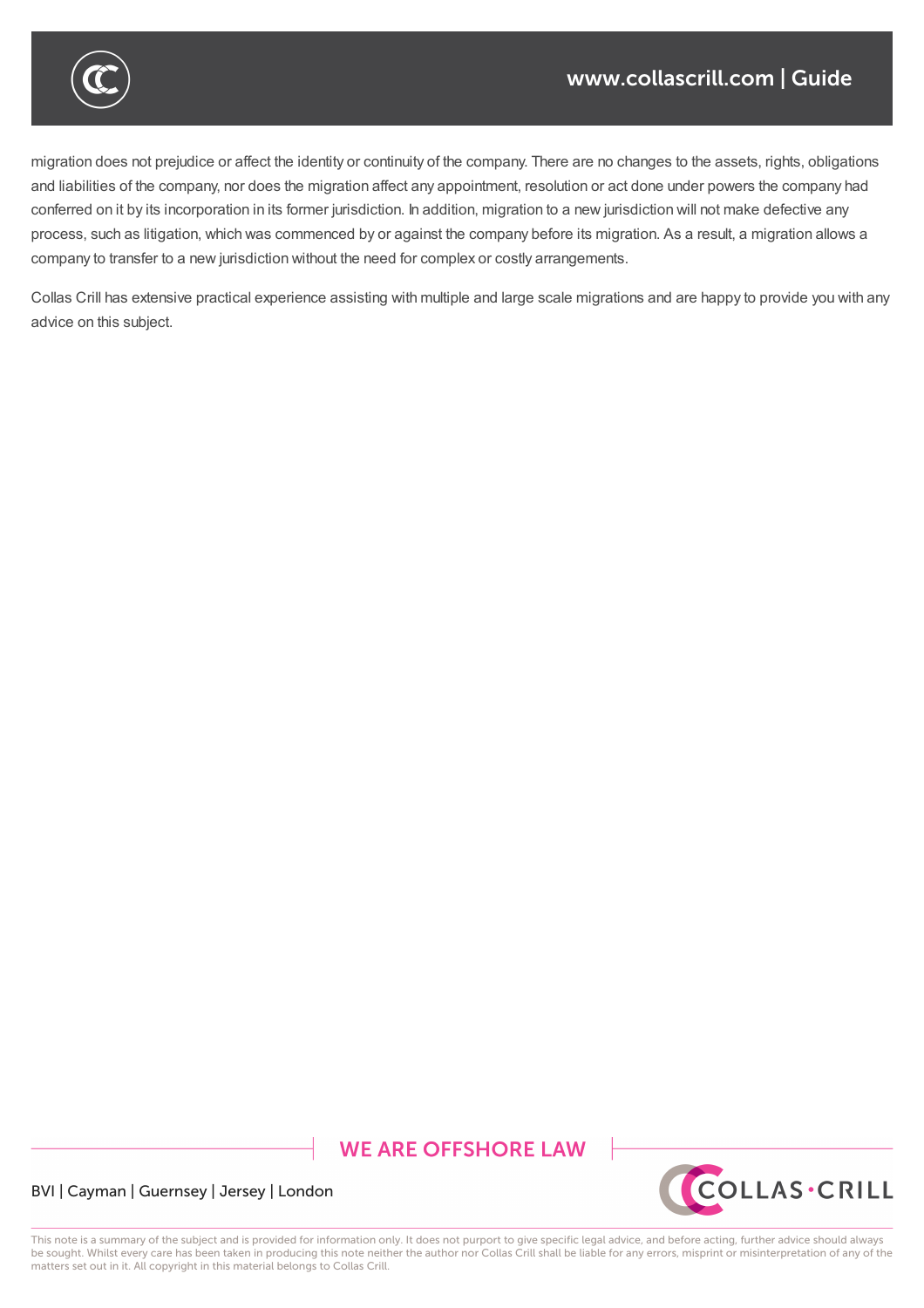migration does not prejudice or affect the identity or continuity of the company. There are no changes to the assets, rights, obligations and liabilities of the company, nor does the migration affect any appointment, resolution or act done under powers the company had conferred on it by its incorporation in its former jurisdiction. In addition, migration to a new jurisdiction will not make defective any process, such as litigation, which was commenced by or against the company before its migration. As a result, a migration allows a company to transfer to a new jurisdiction without the need for complex or costly arrangements.

Collas Crill has extensive practical experience assisting with multiple and large scale migrations and are happy to provide you with any advice on this subject.

WE ARE OFFSHORE LAW

BVI | Cayman | Guernsey | Jersey | London

This note is a summary of the subject and is provided for information only. It does not purport to give specific legal advice, and before acting, further advice should always be sought. Whilst every care has been taken in producing this note neither the author nor Collas Crill shall be liable for any errors, misprint or misinterpretation of any of the matters set out in it. All copyright in this material belongs to Collas Crill.